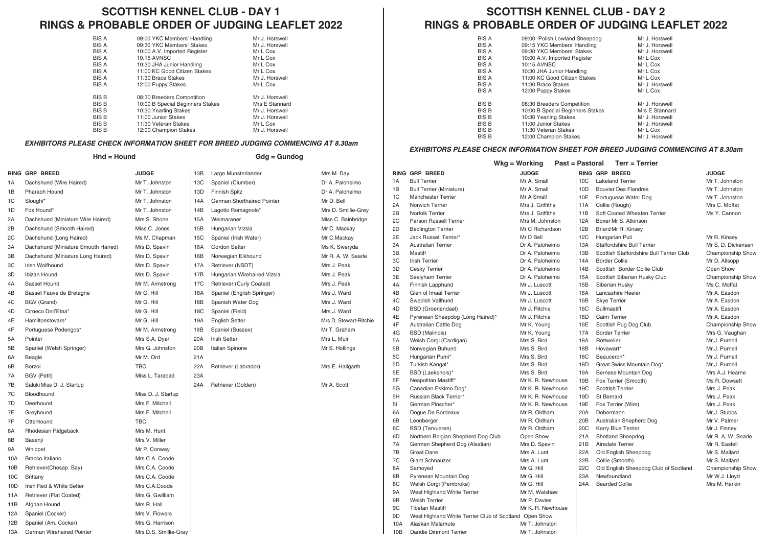# SCOTTISH KENNEL CLUB - DAY 1
# RINGS & PROBABLE ORDER OF JUDGING LEAFLET 2022

| | | |
|---|---|---|
| BIS A | 09:00 YKC Members' Handling | Mr J. Horswell |
| BIS A | 09:30 YKC Members' Stakes | Mr J. Horswell |
| BIS A | 10:00 A.V. Imported Register | Mr L Cox |
| BIS A | 10.15 AVNSC | Mr L Cox |
| BIS A | 10:30 JHA Junior Handling | Mr L Cox |
| BIS A | 11:00 KC Good Citizen Stakes | Mr L Cox |
| BIS A | 11:30 Brace Stakes | Mr J. Horswell |
| BIS A | 12:00 Puppy Stakes | Mr L Cox |
| BIS B | 08:30 Breeders Competition | Mr J. Horswell |
| BIS B | 10:00 B Special Beginners Stakes | Mrs E Stannard |
| BIS B | 10:30 Yearling Stakes | Mr J. Horswell |
| BIS B | 11:00 Junior Stakes | Mr J. Horswell |
| BIS B | 11:30 Veteran Stakes | Mr L Cox |
| BIS B | 12:00 Champion Stakes | Mr J. Horswell |

***EXHIBITORS PLEASE CHECK INFORMATION SHEET FOR BREED JUDGING COMMENCING AT 8.30am***

**Hnd = Hound** **Gdg = Gundog**

| RING | GRP BREED | JUDGE |
|---|---|---|
| 1A | Dachshund (Wire Haired) | Mr T. Johnston |
| 1B | Pharaoh Hound | Mr T. Johnston |
| 1C | Sloughi* | Mr T. Johnston |
| 1D | Fox Hound* | Mr T. Johnston |
| 2A | Dachshund (Miniature Wire Haired) | Mrs S. Shone |
| 2B | Dachshund (Smooth Haired) | Miss C. Jones |
| 2C | Dachshund (Long Haired) | Ms M. Chapman |
| 3A | Dachshund (Miniature Smooth Haired) | Mrs D. Spavin |
| 3B | Dachshund (Miniature Long Haired) | Mrs D. Spavin |
| 3C | Irish Wolfhound | Mrs D. Spavin |
| 3D | Ibizan Hound | Mrs D. Spavin |
| 4A | Basset Hound | Mr M. Armstrong |
| 4B | Basset Fauve de Bretagne | Mr G. Hill |
| 4C | BGV (Grand) | Mr G. Hill |
| 4D | Cirneco Dell'Etna* | Mr G. Hill |
| 4E | Hamiltonstovare* | Mr G. Hill |
| 4F | Portuguese Podengos* | Mr M. Armstrong |
| 5A | Pointer | Mrs S.A. Dyer |
| 5B | Spaniel (Welsh Springer) | Mrs G. Johnston |
| 6A | Beagle | Mr M. Ord |
| 6B | Borzoi | TBC |
| 7A | BGV (Petit) | Miss L. Tarabad |
| 7B | Saluki | Miss D. J. Startup |
| 7C | Bloodhound | Miss D. J. Startup |
| 7D | Deerhound | Mrs F. Mitchell |
| 7E | Greyhound | Mrs F. Mitchell |
| 7F | Otterhound | TBC |
| 8A | Rhodesian Ridgeback | Mrs M. Hunt |
| 8B | Basenji | Mrs V. Miller |
| 9A | Whippet | Mr P. Conway |
| 10A | Bracco Italiano | Mrs C.A. Coode |
| 10B | Retriever(Chesap. Bay) | Mrs C.A. Coode |
| 10C | Brittany | Mrs C.A. Coode |
| 10D | Irish Red & White Setter | Mrs C.A.Coode |
| 11A | Retriever (Flat Coated) | Mrs G. Gwilliam |
| 11B | Afghan Hound | Mrs R. Hall |
| 12A | Spaniel (Cocker) | Mrs V. Flowers |
| 12B | Spaniel (Am. Cocker) | Mrs G. Harrison |
| 13A | German Wirehaired Pointer | Mrs D.S. Smillie-Gray |
| 13B | Large Munsterlander | Mrs M. Day |
| 13C | Spaniel (Clumber) | Dr A. Paloheimo |
| 13D | Finnish Spitz | Dr A. Paloheimo |
| 14A | German Shorthaired Pointer | Mr D. Bell |
| 14B | Lagotto Romagnolo* | Mrs D. Smillie-Grey |
| 15A | Weimaraner | Miss C. Bainbridge |
| 15B | Hungarian Vizsla | Mr C. Mackay |
| 15C | Spaniel (Irish Water) | Mr C.Mackay |
| 16A | Gordon Setter | Ms K. Sweryda |
| 16B | Norwegian Elkhound | Mr R. A. W. Searle |
| 17A | Retriever (NSDT) | Mrs J. Peak |
| 17B | Hungarian Wirehaired Vizsla | Mrs J. Peak |
| 17C | Retriever (Curly Coated) | Mrs J. Peak |
| 18A | Spaniel (English Springer) | Mrs J. Ward |
| 18B | Spanish Water Dog | Mrs J. Ward |
| 18C | Spaniel (Field) | Mrs J. Ward |
| 19A | English Setter | Mrs D. Stewart-Ritchie |
| 19B | Spaniel (Sussex) | Mr T. Graham |
| 20A | Irish Setter | Mrs L. Muir |
| 20B | Italian Spinone | Mr S. Hollings |
| 21A | | |
| 22A | Retriever (Labrador) | Mrs E. Hallgarth |
| 23A | | |
| 24A | Retriever (Golden) | Mr A. Scott |

# SCOTTISH KENNEL CLUB - DAY 2
# RINGS & PROBABLE ORDER OF JUDGING LEAFLET 2022

| | | |
|---|---|---|
| BIS A | 09:00 Polish Lowland Sheepdog | Mr J. Horswell |
| BIS A | 09:15 YKC Members' Handling | Mr J. Horswell |
| BIS A | 09:30 YKC Members' Stakes | Mr J. Horswell |
| BIS A | 10:00 A.V. Imported Register | Mr L Cox |
| BIS A | 10:15 AVNSC | Mr L Cox |
| BIS A | 10:30 JHA Junior Handling | Mr L Cox |
| BIS A | 11:00 KC Good Citizen Stakes | Mr L Cox |
| BIS A | 11:30 Brace Stakes | Mr J. Horswell |
| BIS A | 12:00 Puppy Stakes | Mr L Cox |
| BIS B | 08:30 Breeders Competition | Mr J. Horswell |
| BIS B | 10:00 B Special Beginners Stakes | Mrs E Stannard |
| BIS B | 10:30 Yearling Stakes | Mr J. Horswell |
| BIS B | 11:00 Junior Stakes | Mr J. Horswell |
| BIS B | 11:30 Veteran Stakes | Mr L Cox |
| BIS B | 12:00 Champion Stakes | Mr J. Horswell |

***EXHIBITORS PLEASE CHECK INFORMATION SHEET FOR BREED JUDGING COMMENCING AT 8.30am***

**Wkg = Working** **Past = Pastoral** **Terr = Terrier**

| RING | GRP BREED | JUDGE |
|---|---|---|
| 1A | Bull Terrier | Mr A. Small |
| 1B | Bull Terrier (Miniature) | Mr A. Small |
| 1C | Manchester Terrier | Mr A Small |
| 2A | Norwich Terrier | Mrs J. Griffiths |
| 2B | Norfolk Terrier | Mrs J. Griffiths |
| 2C | Parson Russell Terrier | Mrs M. Johnston |
| 2D | Bedlington Terrier | Mr C Richardson |
| 2E | Jack Russell Terrier* | Mr D Bell |
| 3A | Australian Terrier | Dr A. Paloheimo |
| 3B | Mastiff | Dr A. Paloheimo |
| 3C | Irish Terrier | Dr A. Paloheimo |
| 3D | Cesky Terrier | Dr A. Paloheimo |
| 3E | Sealyham Terrier | Dr A. Paloheimo |
| 4A | Finnish Lapphund | Mr J. Luscott |
| 4B | Glen of Imaal Terrier | Mr J. Luscott |
| 4C | Swedish Vallhund | Mr J. Luscott |
| 4D | BSD (Groenendael) | Mr J. Ritchie |
| 4E | Pyrenean Sheepdog (Long Haired)* | Mr J. Ritchie |
| 4F | Australian Cattle Dog | Mr K. Young |
| 4G | BSD (Malinois) | Mr K. Young |
| 5A | Welsh Corgi (Cardigan) | Mrs S. Bird |
| 5B | Norwegian Buhund | Mrs S. Bird |
| 5C | Hungarian Pumi* | Mrs S. Bird |
| 5D | Turkish Kangal* | Mrs S. Bird |
| 5E | BSD (Laekenois)* | Mrs S. Bird |
| 5F | Neapolitan Mastiff* | Mr K. R. Newhouse |
| 5G | Canadian Eskimo Dog* | Mr K. R. Newhouse |
| 5H | Russian Black Terrier* | Mr K. R. Newhouse |
| 5I | German Pinscher* | Mr K. R. Newhouse |
| 6A | Dogue De Bordeaux | Mr R. Oldham |
| 6B | Leonberger | Mr R. Oldham |
| 6C | BSD (Tervueren) | Mr R. Oldham |
| 6D | Northern Belgian Shepherd Dog Club | Open Show |
| 7A | German Shepherd Dog (Alsatian) | Mrs D. Spavin |
| 7B | Great Dane | Mrs A. Lunt |
| 7C | Giant Schnauzer | Mrs A. Lunt |
| 8A | Samoyed | Mr G. Hill |
| 8B | Pyrenean Mountain Dog | Mr G. Hill |
| 8C | Welsh Corgi (Pembroke) | Mr G. Hill |
| 9A | West Highland White Terrier | Mr M. Walshaw |
| 9B | Welsh Terrier | Mr P. Davies |
| 9C | Tibetan Mastiff | Mr K. R. Newhouse |
| 9D | West Highland White Terrier Club of Scotland | Open Show |
| 10A | Alaskan Malamute | Mr T. Johnston |
| 10B | Dandie Dinmont Terrier | Mr T. Johnston |
| 10C | Lakeland Terrier | Mr T. Johnston |
| 10D | Bouvier Des Flandres | Mr T. Johnston |
| 10E | Portuguese Water Dog | Mr T. Johnston |
| 11A | Collie (Rough) | Mrs C. Moffat |
| 11B | Soft Coated Wheaten Terrier | Ms Y. Cannon |
| 12A | Boxer | Mr S. Atkinson |
| 12B | Briard | Mr R. Kinsey |
| 12C | Hungarian Puli | Mr R. Kinsey |
| 13A | Staffordshire Bull Terrier | Mr S. D. Dickensen |
| 13B | Scottish Staffordshire Bull Terrier Club | Championship Show |
| 14A | Border Collie | Mr D. Allsopp |
| 14B | Scottish Border Collie Club | Open Show |
| 15A | Scottish Siberian Husky Club | Championship Show |
| 15B | Siberian Husky | Ms C. Moffat |
| 16A | Lancashire Heeler | Mr A. Easdon |
| 16B | Skye Terrier | Mr A. Easdon |
| 16C | Bullmastiff | Mr A. Easdon |
| 16D | Cairn Terrier | Mr A. Easdon |
| 16E | Scottish Pug Dog Club | Championship Show |
| 17A | Border Terrier | Mrs G. Vaughan |
| 18A | Rottweiler | Mr J. Purnell |
| 18B | Hovawart* | Mr J. Purnell |
| 18C | Beauceron* | Mr J. Purnell |
| 18D | Great Swiss Mountain Dog* | Mr J. Purnell |
| 19A | Bernese Mountain Dog | Mrs A.J. Hearne |
| 19B | Fox Terrier (Smooth) | Ms R. Dowsett |
| 19C | Scottish Terrier | Mrs J. Peak |
| 19D | St Bernard | Mrs J. Peak |
| 19E | Fox Terrier (Wire) | Mrs J. Peak |
| 20A | Dobermann | Mr J. Stubbs |
| 20B | Australian Shepherd Dog | Mr V. Palmer |
| 20C | Kerry Blue Terrier | Mr J. Finney |
| 21A | Shetland Sheepdog | Mr R. A. W. Searle |
| 21B | Airedale Terrier | Mr R. Eastell |
| 22A | Old English Sheepdog | Mr S. Mallard |
| 22B | Collie (Smooth) | Mr S. Mallard |
| 22C | Old English Sheepdog Club of Scotland | Championship Show |
| 23A | Newfoundland | Mr W.J. Lloyd |
| 24A | Bearded Collie | Mrs M. Harkin |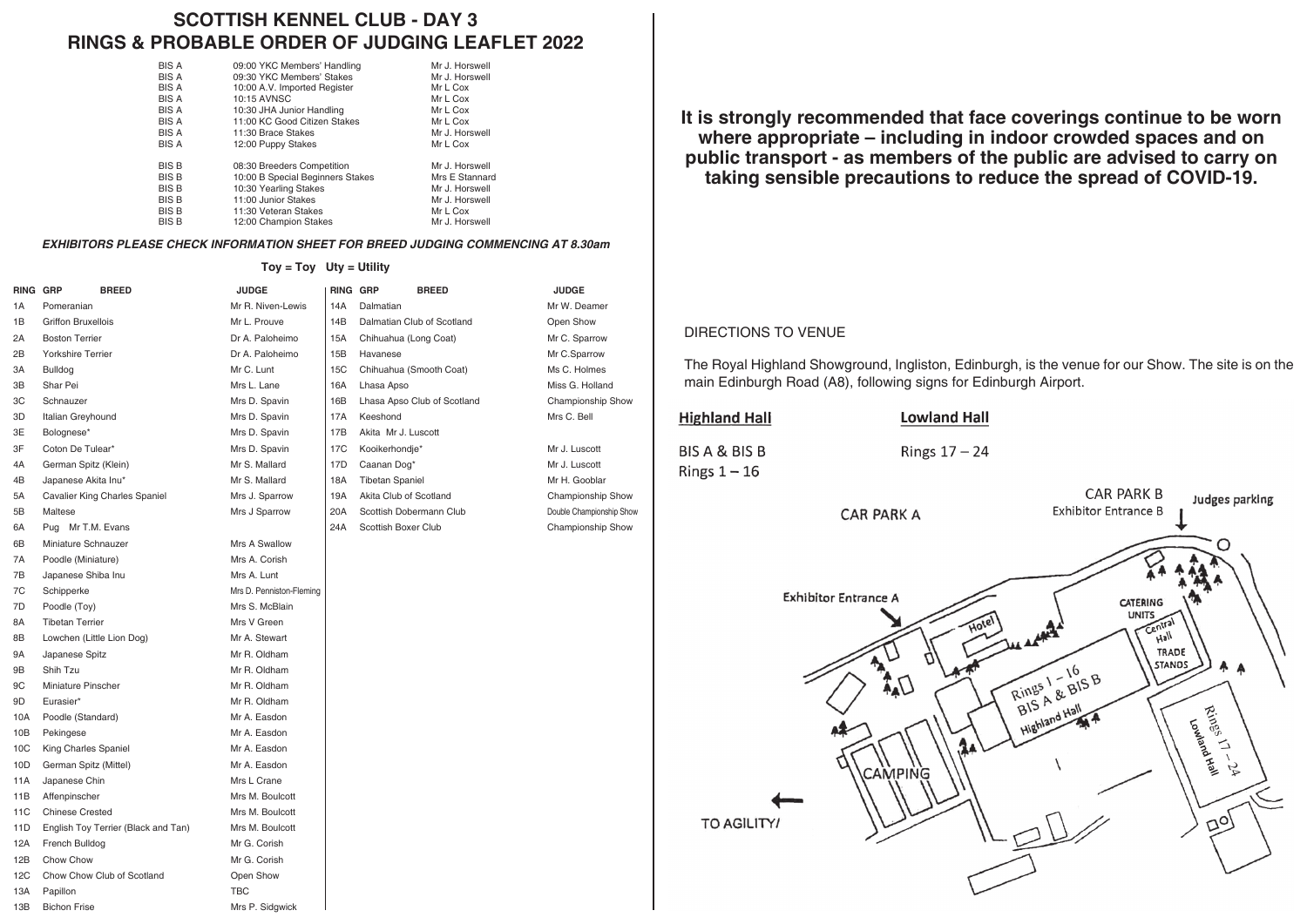# SCOTTISH KENNEL CLUB - DAY 3
# RINGS & PROBABLE ORDER OF JUDGING LEAFLET 2022

| | | |
|---|---|---|
| BIS A | 09:00 YKC Members' Handling | Mr J. Horswell |
| BIS A | 09:30 YKC Members' Stakes | Mr J. Horswell |
| BIS A | 10:00 A.V. Imported Register | Mr L Cox |
| BIS A | 10:15 AVNSC | Mr L Cox |
| BIS A | 10:30 JHA Junior Handling | Mr L Cox |
| BIS A | 11:00 KC Good Citizen Stakes | Mr L Cox |
| BIS A | 11:30 Brace Stakes | Mr J. Horswell |
| BIS A | 12:00 Puppy Stakes | Mr L Cox |
| BIS B | 08:30 Breeders Competition | Mr J. Horswell |
| BIS B | 10:00 B Special Beginners Stakes | Mrs E Stannard |
| BIS B | 10:30 Yearling Stakes | Mr J. Horswell |
| BIS B | 11:00 Junior Stakes | Mr J. Horswell |
| BIS B | 11:30 Veteran Stakes | Mr L Cox |
| BIS B | 12:00 Champion Stakes | Mr J. Horswell |

***EXHIBITORS PLEASE CHECK INFORMATION SHEET FOR BREED JUDGING COMMENCING AT 8.30am***

**Toy = Toy Uty = Utility**

| RING | GRP | BREED | JUDGE |
|---|---|---|---|
| 1A | | Pomeranian | Mr R. Niven-Lewis |
| 1B | | Griffon Bruxellois | Mr L. Prouve |
| 2A | | Boston Terrier | Dr A. Paloheimo |
| 2B | | Yorkshire Terrier | Dr A. Paloheimo |
| 3A | | Bulldog | Mr C. Lunt |
| 3B | | Shar Pei | Mrs L. Lane |
| 3C | | Schnauzer | Mrs D. Spavin |
| 3D | | Italian Greyhound | Mrs D. Spavin |
| 3E | | Bolognese* | Mrs D. Spavin |
| 3F | | Coton De Tulear* | Mrs D. Spavin |
| 4A | | German Spitz (Klein) | Mr S. Mallard |
| 4B | | Japanese Akita Inu* | Mr S. Mallard |
| 5A | | Cavalier King Charles Spaniel | Mrs J. Sparrow |
| 5B | | Maltese | Mrs J Sparrow |
| 6A | | Pug Mr T.M. Evans | |
| 6B | | Miniature Schnauzer | Mrs A Swallow |
| 7A | | Poodle (Miniature) | Mrs A. Corish |
| 7B | | Japanese Shiba Inu | Mrs A. Lunt |
| 7C | | Schipperke | Mrs D. Penniston-Fleming |
| 7D | | Poodle (Toy) | Mrs S. McBlain |
| 8A | | Tibetan Terrier | Mrs V Green |
| 8B | | Lowchen (Little Lion Dog) | Mr A. Stewart |
| 9A | | Japanese Spitz | Mr R. Oldham |
| 9B | | Shih Tzu | Mr R. Oldham |
| 9C | | Miniature Pinscher | Mr R. Oldham |
| 9D | | Eurasier* | Mr R. Oldham |
| 10A | | Poodle (Standard) | Mr A. Easdon |
| 10B | | Pekingese | Mr A. Easdon |
| 10C | | King Charles Spaniel | Mr A. Easdon |
| 10D | | German Spitz (Mittel) | Mr A. Easdon |
| 11A | | Japanese Chin | Mrs L Crane |
| 11B | | Affenpinscher | Mrs M. Boulcott |
| 11C | | Chinese Crested | Mrs M. Boulcott |
| 11D | | English Toy Terrier (Black and Tan) | Mrs M. Boulcott |
| 12A | | French Bulldog | Mr G. Corish |
| 12B | | Chow Chow | Mr G. Corish |
| 12C | | Chow Chow Club of Scotland | Open Show |
| 13A | | Papillon | TBC |
| 13B | | Bichon Frise | Mrs P. Sidgwick |
| 14A | | Dalmatian | Mr W. Deamer |
| 14B | | Dalmatian Club of Scotland | Open Show |
| 15A | | Chihuahua (Long Coat) | Mr C. Sparrow |
| 15B | | Havanese | Mr C.Sparrow |
| 15C | | Chihuahua (Smooth Coat) | Ms C. Holmes |
| 16A | | Lhasa Apso | Miss G. Holland |
| 16B | | Lhasa Apso Club of Scotland | Championship Show |
| 17A | | Keeshond | Mrs C. Bell |
| 17B | | Akita Mr J. Luscott | |
| 17C | | Kooikerhondje* | Mr J. Luscott |
| 17D | | Caanan Dog* | Mr J. Luscott |
| 18A | | Tibetan Spaniel | Mr H. Gooblar |
| 19A | | Akita Club of Scotland | Championship Show |
| 20A | | Scottish Dobermann Club | Double Championship Show |
| 24A | | Scottish Boxer Club | Championship Show |

**It is strongly recommended that face coverings continue to be worn where appropriate – including in indoor crowded spaces and on public transport - as members of the public are advised to carry on taking sensible precautions to reduce the spread of COVID-19.**

DIRECTIONS TO VENUE

The Royal Highland Showground, Ingliston, Edinburgh, is the venue for our Show. The site is on the main Edinburgh Road (A8), following signs for Edinburgh Airport.

**Highland Hall**

BIS A & BIS B
Rings 1 – 16

**Lowland Hall**

Rings 17 – 24

CAR PARK A
CAR PARK B
Exhibitor Entrance B
Judges parking
Exhibitor Entrance A
Hotel
CATERING UNITS
Central Hall
TRADE STANDS
Rings 1 – 16
BIS A & BIS B
Highland Hall
Rings 17 – 24
Lowland Hall
CAMPING
TO AGILITY/